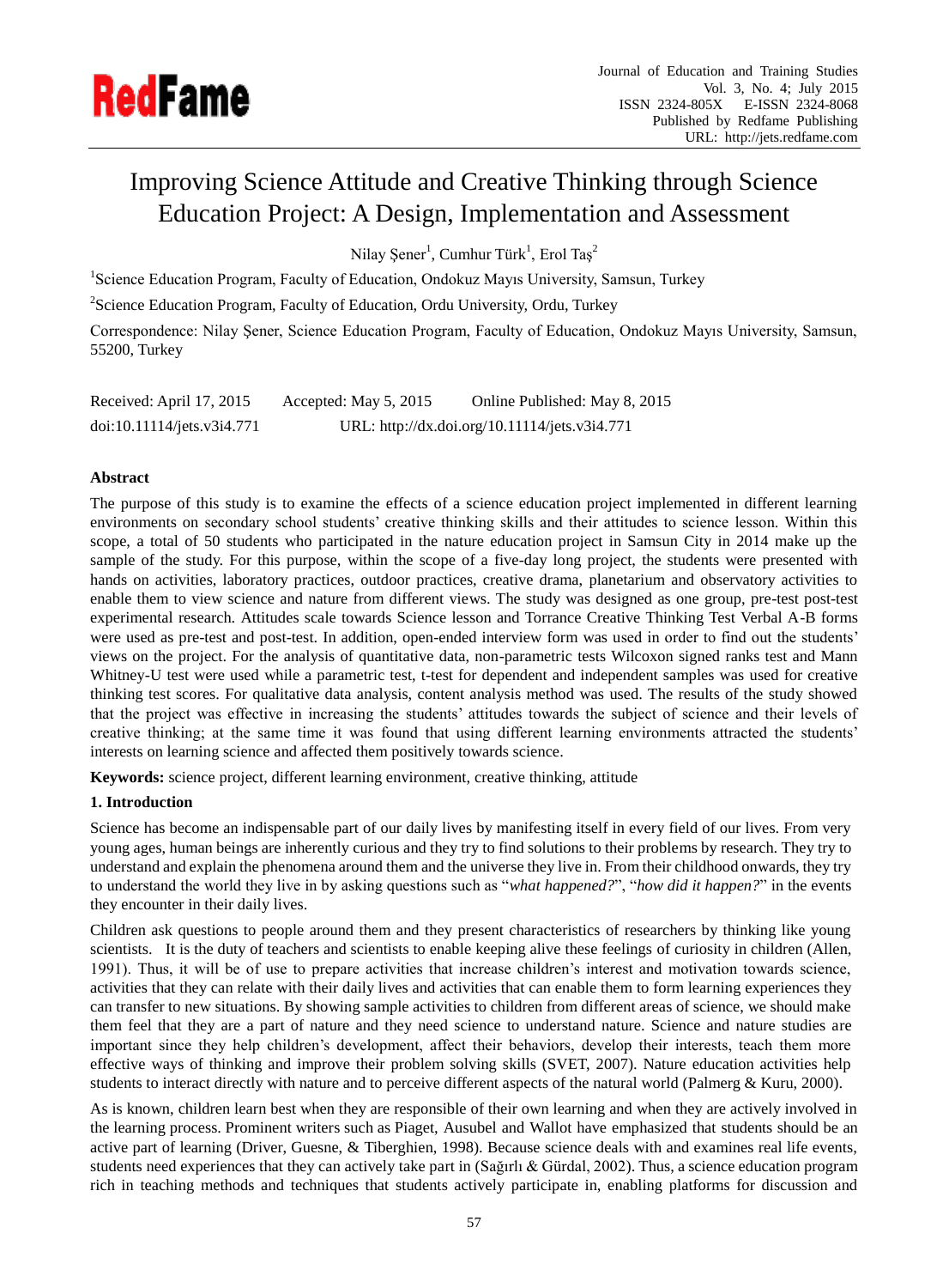# Improving Science Attitude and Creative Thinking through Science Education Project: A Design, Implementation and Assessment

Nilay Şener[1], Cumhur Türk[1], Erol Taş[2]

[1]Science Education Program, Faculty of Education, Ondokuz Mayıs University, Samsun, Turkey

[2]Science Education Program, Faculty of Education, Ordu University, Ordu, Turkey

Correspondence: Nilay Şener, Science Education Program, Faculty of Education, Ondokuz Mayıs University, Samsun, 55200, Turkey

Received: April 17, 2015 Accepted: May 5, 2015 Online Published: May 8, 2015

doi:10.11114/jets.v3i4.771 URL: http://dx.doi.org/10.11114/jets.v3i4.771

## Abstract

The purpose of this study is to examine the effects of a science education project implemented in different learning environments on secondary school students' creative thinking skills and their attitudes to science lesson. Within this scope, a total of 50 students who participated in the nature education project in Samsun City in 2014 make up the sample of the study. For this purpose, within the scope of a five-day long project, the students were presented with hands on activities, laboratory practices, outdoor practices, creative drama, planetarium and observatory activities to enable them to view science and nature from different views. The study was designed as one group, pre-test post-test experimental research. Attitudes scale towards Science lesson and Torrance Creative Thinking Test Verbal A-B forms were used as pre-test and post-test. In addition, open-ended interview form was used in order to find out the students' views on the project. For the analysis of quantitative data, non-parametric tests Wilcoxon signed ranks test and Mann Whitney-U test were used while a parametric test, t-test for dependent and independent samples was used for creative thinking test scores. For qualitative data analysis, content analysis method was used. The results of the study showed that the project was effective in increasing the students' attitudes towards the subject of science and their levels of creative thinking; at the same time it was found that using different learning environments attracted the students' interests on learning science and affected them positively towards science.

**Keywords:** science project, different learning environment, creative thinking, attitude

## 1. Introduction

Science has become an indispensable part of our daily lives by manifesting itself in every field of our lives. From very young ages, human beings are inherently curious and they try to find solutions to their problems by research. They try to understand and explain the phenomena around them and the universe they live in. From their childhood onwards, they try to understand the world they live in by asking questions such as "*what happened?*", "*how did it happen?*" in the events they encounter in their daily lives.

Children ask questions to people around them and they present characteristics of researchers by thinking like young scientists. It is the duty of teachers and scientists to enable keeping alive these feelings of curiosity in children (Allen, 1991). Thus, it will be of use to prepare activities that increase children's interest and motivation towards science, activities that they can relate with their daily lives and activities that can enable them to form learning experiences they can transfer to new situations. By showing sample activities to children from different areas of science, we should make them feel that they are a part of nature and they need science to understand nature. Science and nature studies are important since they help children's development, affect their behaviors, develop their interests, teach them more effective ways of thinking and improve their problem solving skills (SVET, 2007). Nature education activities help students to interact directly with nature and to perceive different aspects of the natural world (Palmerg & Kuru, 2000).

As is known, children learn best when they are responsible of their own learning and when they are actively involved in the learning process. Prominent writers such as Piaget, Ausubel and Wallot have emphasized that students should be an active part of learning (Driver, Guesne, & Tiberghien, 1998). Because science deals with and examines real life events, students need experiences that they can actively take part in (Sağırlı & Gürdal, 2002). Thus, a science education program rich in teaching methods and techniques that students actively participate in, enabling platforms for discussion and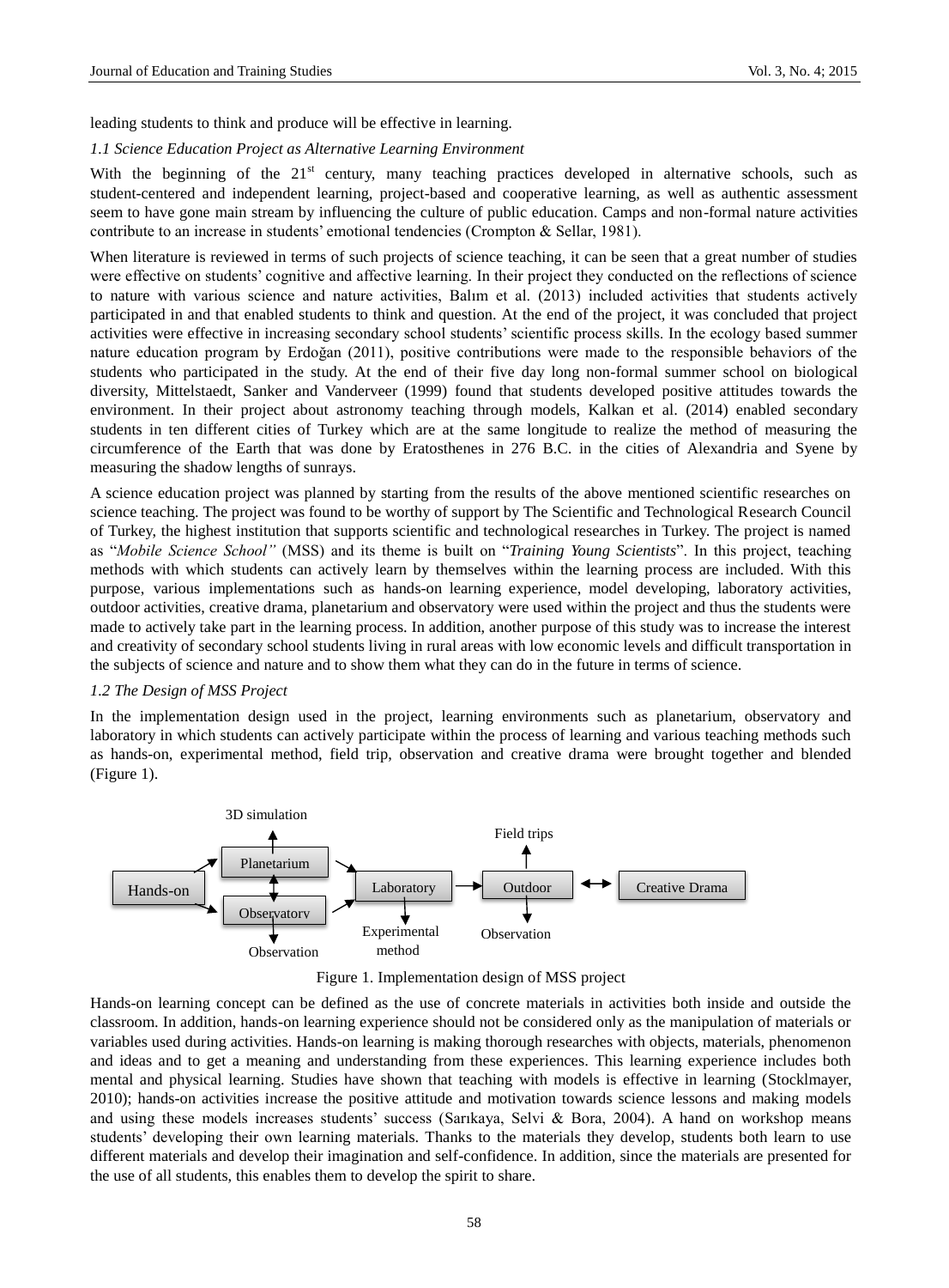leading students to think and produce will be effective in learning.

### *1.1 Science Education Project as Alternative Learning Environment*

With the beginning of the 21st century, many teaching practices developed in alternative schools, such as student-centered and independent learning, project-based and cooperative learning, as well as authentic assessment seem to have gone main stream by influencing the culture of public education. Camps and non-formal nature activities contribute to an increase in students' emotional tendencies (Crompton & Sellar, 1981).

When literature is reviewed in terms of such projects of science teaching, it can be seen that a great number of studies were effective on students' cognitive and affective learning. In their project they conducted on the reflections of science to nature with various science and nature activities, Balım et al. (2013) included activities that students actively participated in and that enabled students to think and question. At the end of the project, it was concluded that project activities were effective in increasing secondary school students' scientific process skills. In the ecology based summer nature education program by Erdoğan (2011), positive contributions were made to the responsible behaviors of the students who participated in the study. At the end of their five day long non-formal summer school on biological diversity, Mittelstaedt, Sanker and Vanderveer (1999) found that students developed positive attitudes towards the environment. In their project about astronomy teaching through models, Kalkan et al. (2014) enabled secondary students in ten different cities of Turkey which are at the same longitude to realize the method of measuring the circumference of the Earth that was done by Eratosthenes in 276 B.C. in the cities of Alexandria and Syene by measuring the shadow lengths of sunrays.

A science education project was planned by starting from the results of the above mentioned scientific researches on science teaching. The project was found to be worthy of support by The Scientific and Technological Research Council of Turkey, the highest institution that supports scientific and technological researches in Turkey. The project is named as "*Mobile Science School"* (MSS) and its theme is built on "*Training Young Scientists*". In this project, teaching methods with which students can actively learn by themselves within the learning process are included. With this purpose, various implementations such as hands-on learning experience, model developing, laboratory activities, outdoor activities, creative drama, planetarium and observatory were used within the project and thus the students were made to actively take part in the learning process. In addition, another purpose of this study was to increase the interest and creativity of secondary school students living in rural areas with low economic levels and difficult transportation in the subjects of science and nature and to show them what they can do in the future in terms of science.

### *1.2 The Design of MSS Project*

In the implementation design used in the project, learning environments such as planetarium, observatory and laboratory in which students can actively participate within the process of learning and various teaching methods such as hands-on, experimental method, field trip, observation and creative drama were brought together and blended (Figure 1).

3D simulation

Field trips

Hands-on → Planetarium / Observatory → Laboratory → Outdoor ↔ Creative Drama

Observation

Experimental method

Observation

Figure 1. Implementation design of MSS project

Hands-on learning concept can be defined as the use of concrete materials in activities both inside and outside the classroom. In addition, hands-on learning experience should not be considered only as the manipulation of materials or variables used during activities. Hands-on learning is making thorough researches with objects, materials, phenomenon and ideas and to get a meaning and understanding from these experiences. This learning experience includes both mental and physical learning. Studies have shown that teaching with models is effective in learning (Stocklmayer, 2010); hands-on activities increase the positive attitude and motivation towards science lessons and making models and using these models increases students' success (Sarıkaya, Selvi & Bora, 2004). A hand on workshop means students' developing their own learning materials. Thanks to the materials they develop, students both learn to use different materials and develop their imagination and self-confidence. In addition, since the materials are presented for the use of all students, this enables them to develop the spirit to share.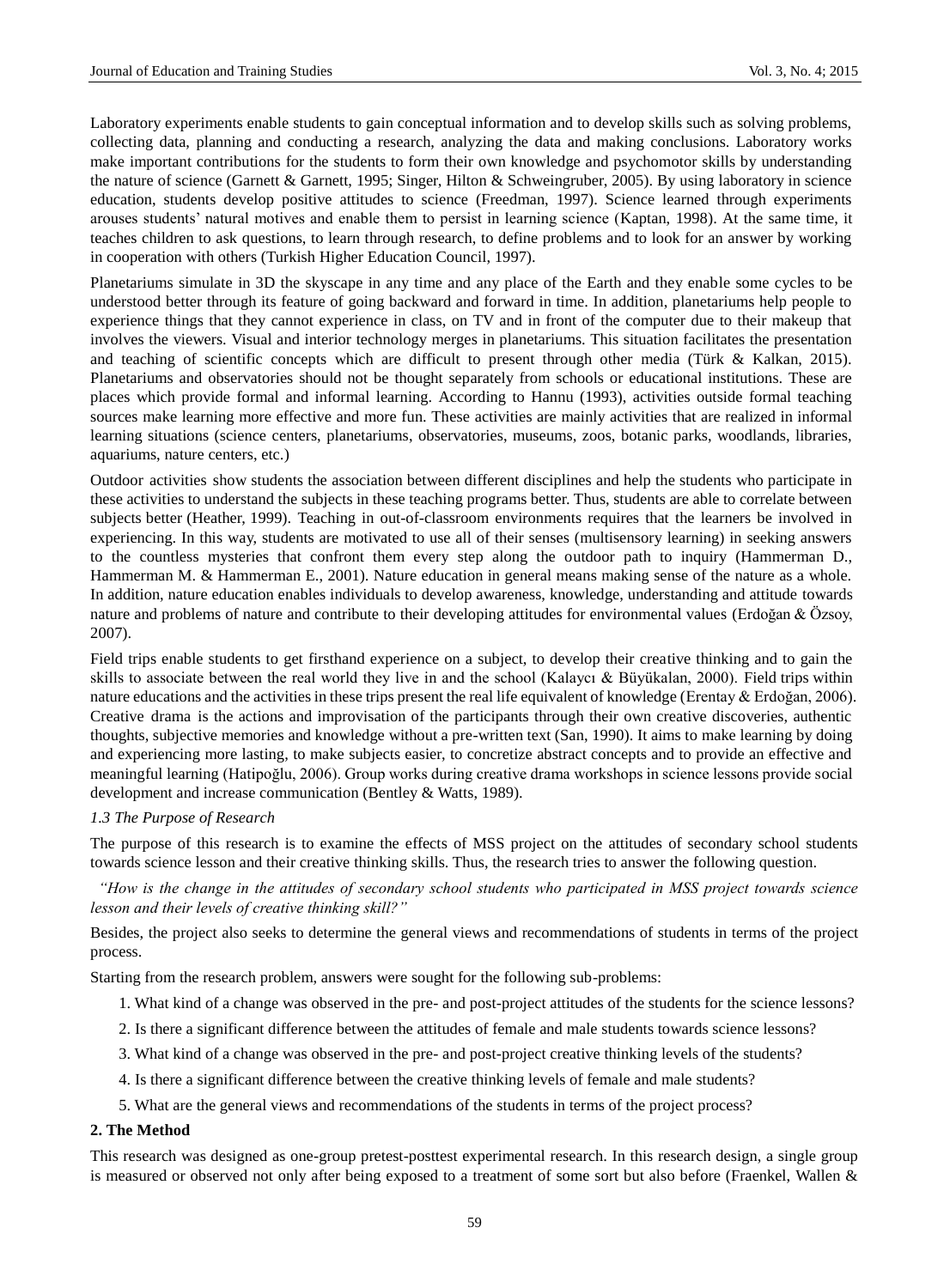Laboratory experiments enable students to gain conceptual information and to develop skills such as solving problems, collecting data, planning and conducting a research, analyzing the data and making conclusions. Laboratory works make important contributions for the students to form their own knowledge and psychomotor skills by understanding the nature of science (Garnett & Garnett, 1995; Singer, Hilton & Schweingruber, 2005). By using laboratory in science education, students develop positive attitudes to science (Freedman, 1997). Science learned through experiments arouses students' natural motives and enable them to persist in learning science (Kaptan, 1998). At the same time, it teaches children to ask questions, to learn through research, to define problems and to look for an answer by working in cooperation with others (Turkish Higher Education Council, 1997).

Planetariums simulate in 3D the skyscape in any time and any place of the Earth and they enable some cycles to be understood better through its feature of going backward and forward in time. In addition, planetariums help people to experience things that they cannot experience in class, on TV and in front of the computer due to their makeup that involves the viewers. Visual and interior technology merges in planetariums. This situation facilitates the presentation and teaching of scientific concepts which are difficult to present through other media (Türk & Kalkan, 2015). Planetariums and observatories should not be thought separately from schools or educational institutions. These are places which provide formal and informal learning. According to Hannu (1993), activities outside formal teaching sources make learning more effective and more fun. These activities are mainly activities that are realized in informal learning situations (science centers, planetariums, observatories, museums, zoos, botanic parks, woodlands, libraries, aquariums, nature centers, etc.)

Outdoor activities show students the association between different disciplines and help the students who participate in these activities to understand the subjects in these teaching programs better. Thus, students are able to correlate between subjects better (Heather, 1999). Teaching in out-of-classroom environments requires that the learners be involved in experiencing. In this way, students are motivated to use all of their senses (multisensory learning) in seeking answers to the countless mysteries that confront them every step along the outdoor path to inquiry (Hammerman D., Hammerman M. & Hammerman E., 2001). Nature education in general means making sense of the nature as a whole. In addition, nature education enables individuals to develop awareness, knowledge, understanding and attitude towards nature and problems of nature and contribute to their developing attitudes for environmental values (Erdoğan & Özsoy, 2007).

Field trips enable students to get firsthand experience on a subject, to develop their creative thinking and to gain the skills to associate between the real world they live in and the school (Kalaycı & Büyükalan, 2000). Field trips within nature educations and the activities in these trips present the real life equivalent of knowledge (Erentay & Erdoğan, 2006). Creative drama is the actions and improvisation of the participants through their own creative discoveries, authentic thoughts, subjective memories and knowledge without a pre-written text (San, 1990). It aims to make learning by doing and experiencing more lasting, to make subjects easier, to concretize abstract concepts and to provide an effective and meaningful learning (Hatipoğlu, 2006). Group works during creative drama workshops in science lessons provide social development and increase communication (Bentley & Watts, 1989).

### *1.3 The Purpose of Research*

The purpose of this research is to examine the effects of MSS project on the attitudes of secondary school students towards science lesson and their creative thinking skills. Thus, the research tries to answer the following question.

*"How is the change in the attitudes of secondary school students who participated in MSS project towards science lesson and their levels of creative thinking skill?"*

Besides, the project also seeks to determine the general views and recommendations of students in terms of the project process.

Starting from the research problem, answers were sought for the following sub-problems:

1. What kind of a change was observed in the pre- and post-project attitudes of the students for the science lessons?
2. Is there a significant difference between the attitudes of female and male students towards science lessons?
3. What kind of a change was observed in the pre- and post-project creative thinking levels of the students?
4. Is there a significant difference between the creative thinking levels of female and male students?
5. What are the general views and recommendations of the students in terms of the project process?

## **2. The Method**

This research was designed as one-group pretest-posttest experimental research. In this research design, a single group is measured or observed not only after being exposed to a treatment of some sort but also before (Fraenkel, Wallen &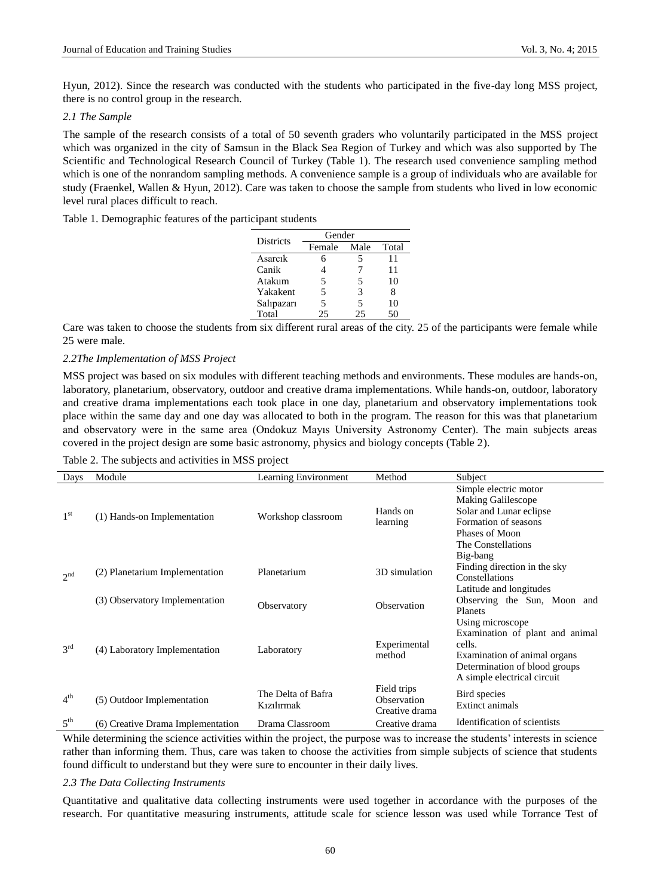Hyun, 2012). Since the research was conducted with the students who participated in the five-day long MSS project, there is no control group in the research.

### *2.1 The Sample*

The sample of the research consists of a total of 50 seventh graders who voluntarily participated in the MSS project which was organized in the city of Samsun in the Black Sea Region of Turkey and which was also supported by The Scientific and Technological Research Council of Turkey (Table 1). The research used convenience sampling method which is one of the nonrandom sampling methods. A convenience sample is a group of individuals who are available for study (Fraenkel, Wallen & Hyun, 2012). Care was taken to choose the sample from students who lived in low economic level rural places difficult to reach.

Table 1. Demographic features of the participant students

| Districts | Gender | | |
|---|---|---|---|
| | Female | Male | Total |
| Asarcık | 6 | 5 | 11 |
| Canik | 4 | 7 | 11 |
| Atakum | 5 | 5 | 10 |
| Yakakent | 5 | 3 | 8 |
| Salıpazarı | 5 | 5 | 10 |
| Total | 25 | 25 | 50 |

Care was taken to choose the students from six different rural areas of the city. 25 of the participants were female while 25 were male.

### *2.2The Implementation of MSS Project*

MSS project was based on six modules with different teaching methods and environments. These modules are hands-on, laboratory, planetarium, observatory, outdoor and creative drama implementations. While hands-on, outdoor, laboratory and creative drama implementations each took place in one day, planetarium and observatory implementations took place within the same day and one day was allocated to both in the program. The reason for this was that planetarium and observatory were in the same area (Ondokuz Mayıs University Astronomy Center). The main subjects areas covered in the project design are some basic astronomy, physics and biology concepts (Table 2).

Table 2. The subjects and activities in MSS project

| Days | Module | Learning Environment | Method | Subject |
|---|---|---|---|---|
| 1st | (1) Hands-on Implementation | Workshop classroom | Hands on learning | Simple electric motor<br>Making Galilescope<br>Solar and Lunar eclipse<br>Formation of seasons<br>Phases of Moon<br>The Constellations |
| 2nd | (2) Planetarium Implementation | Planetarium | 3D simulation | Big-bang<br>Finding direction in the sky<br>Constellations<br>Latitude and longitudes |
| | (3) Observatory Implementation | Observatory | Observation | Observing the Sun, Moon and Planets |
| 3rd | (4) Laboratory Implementation | Laboratory | Experimental method | Using microscope<br>Examination of plant and animal cells.<br>Examination of animal organs<br>Determination of blood groups<br>A simple electrical circuit |
| 4th | (5) Outdoor Implementation | The Delta of Bafra Kızılırmak | Field trips<br>Observation<br>Creative drama | Bird species<br>Extinct animals |
| 5th | (6) Creative Drama Implementation | Drama Classroom | Creative drama | Identification of scientists |

While determining the science activities within the project, the purpose was to increase the students' interests in science rather than informing them. Thus, care was taken to choose the activities from simple subjects of science that students found difficult to understand but they were sure to encounter in their daily lives.

### *2.3 The Data Collecting Instruments*

Quantitative and qualitative data collecting instruments were used together in accordance with the purposes of the research. For quantitative measuring instruments, attitude scale for science lesson was used while Torrance Test of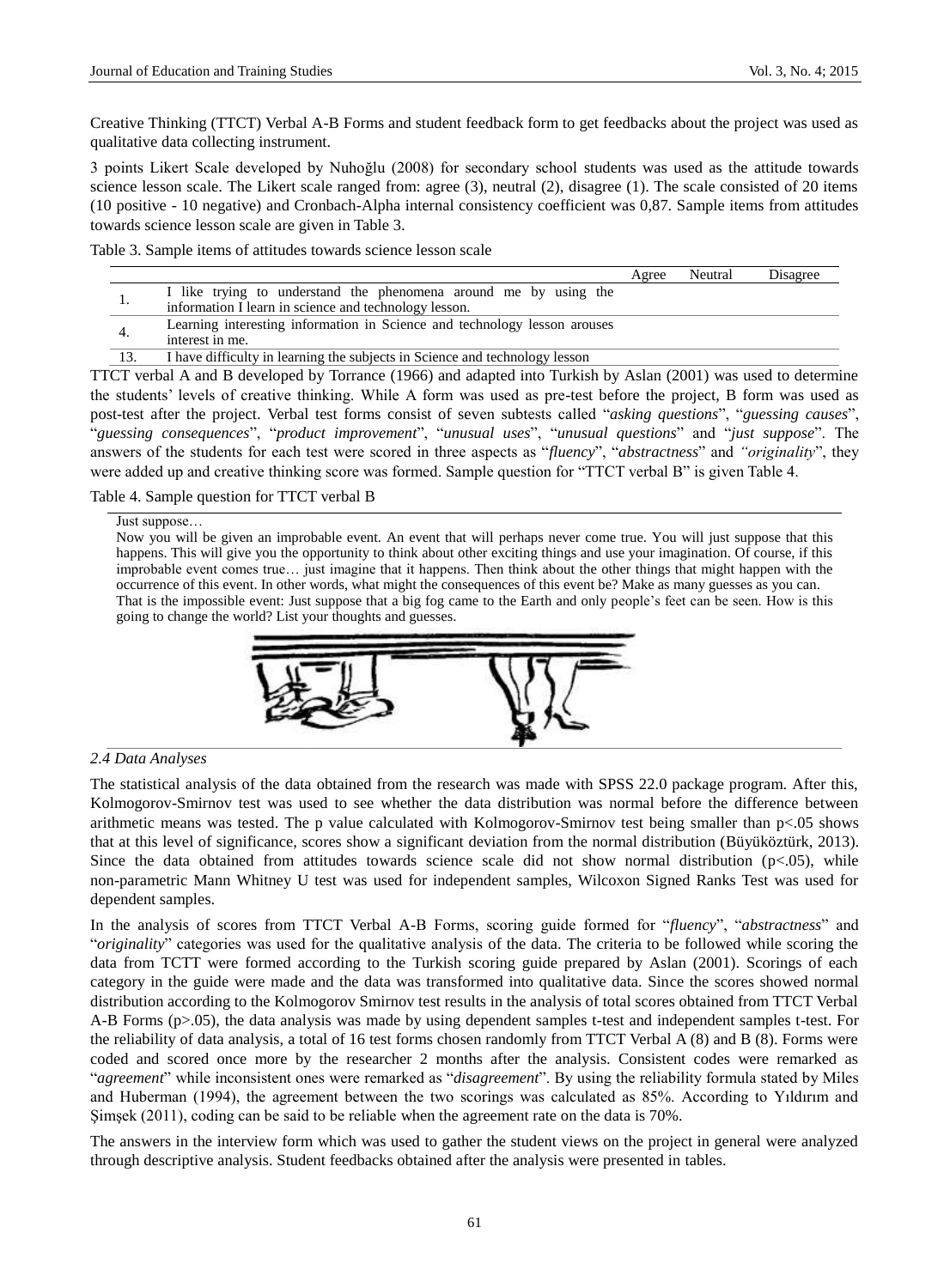Creative Thinking (TTCT) Verbal A-B Forms and student feedback form to get feedbacks about the project was used as qualitative data collecting instrument.

3 points Likert Scale developed by Nuhoğlu (2008) for secondary school students was used as the attitude towards science lesson scale. The Likert scale ranged from: agree (3), neutral (2), disagree (1). The scale consisted of 20 items (10 positive - 10 negative) and Cronbach-Alpha internal consistency coefficient was 0,87. Sample items from attitudes towards science lesson scale are given in Table 3.

Table 3. Sample items of attitudes towards science lesson scale

| | | Agree | Neutral | Disagree |
|---|---|---|---|---|
| 1. | I like trying to understand the phenomena around me by using the information I learn in science and technology lesson. | | | |
| 4. | Learning interesting information in Science and technology lesson arouses interest in me. | | | |
| 13. | I have difficulty in learning the subjects in Science and technology lesson | | | |

TTCT verbal A and B developed by Torrance (1966) and adapted into Turkish by Aslan (2001) was used to determine the students' levels of creative thinking. While A form was used as pre-test before the project, B form was used as post-test after the project. Verbal test forms consist of seven subtests called "*asking questions*", "*guessing causes*", "*guessing consequences*", "*product improvement*", "*unusual uses*", "*unusual questions*" and "*just suppose*". The answers of the students for each test were scored in three aspects as "*fluency*", "*abstractness*" and "*originality*", they were added up and creative thinking score was formed. Sample question for "TTCT verbal B" is given Table 4.

Table 4. Sample question for TTCT verbal B

| Just suppose… |
|---|
| Now you will be given an improbable event. An event that will perhaps never come true. You will just suppose that this happens. This will give you the opportunity to think about other exciting things and use your imagination. Of course, if this improbable event comes true… just imagine that it happens. Then think about the other things that might happen with the occurrence of this event. In other words, what might the consequences of this event be? Make as many guesses as you can. That is the impossible event: Just suppose that a big fog came to the Earth and only people's feet can be seen. How is this going to change the world? List your thoughts and guesses. |

*2.4 Data Analyses*

The statistical analysis of the data obtained from the research was made with SPSS 22.0 package program. After this, Kolmogorov-Smirnov test was used to see whether the data distribution was normal before the difference between arithmetic means was tested. The p value calculated with Kolmogorov-Smirnov test being smaller than $p<.05$ shows that at this level of significance, scores show a significant deviation from the normal distribution (Büyüköztürk, 2013). Since the data obtained from attitudes towards science scale did not show normal distribution ($p<.05$), while non-parametric Mann Whitney U test was used for independent samples, Wilcoxon Signed Ranks Test was used for dependent samples.

In the analysis of scores from TTCT Verbal A-B Forms, scoring guide formed for "*fluency*", "*abstractness*" and "*originality*" categories was used for the qualitative analysis of the data. The criteria to be followed while scoring the data from TCTT were formed according to the Turkish scoring guide prepared by Aslan (2001). Scorings of each category in the guide were made and the data was transformed into qualitative data. Since the scores showed normal distribution according to the Kolmogorov Smirnov test results in the analysis of total scores obtained from TTCT Verbal A-B Forms ($p>.05$), the data analysis was made by using dependent samples t-test and independent samples t-test. For the reliability of data analysis, a total of 16 test forms chosen randomly from TTCT Verbal A (8) and B (8). Forms were coded and scored once more by the researcher 2 months after the analysis. Consistent codes were remarked as "*agreement*" while inconsistent ones were remarked as "*disagreement*". By using the reliability formula stated by Miles and Huberman (1994), the agreement between the two scorings was calculated as 85%. According to Yıldırım and Şimşek (2011), coding can be said to be reliable when the agreement rate on the data is 70%.

The answers in the interview form which was used to gather the student views on the project in general were analyzed through descriptive analysis. Student feedbacks obtained after the analysis were presented in tables.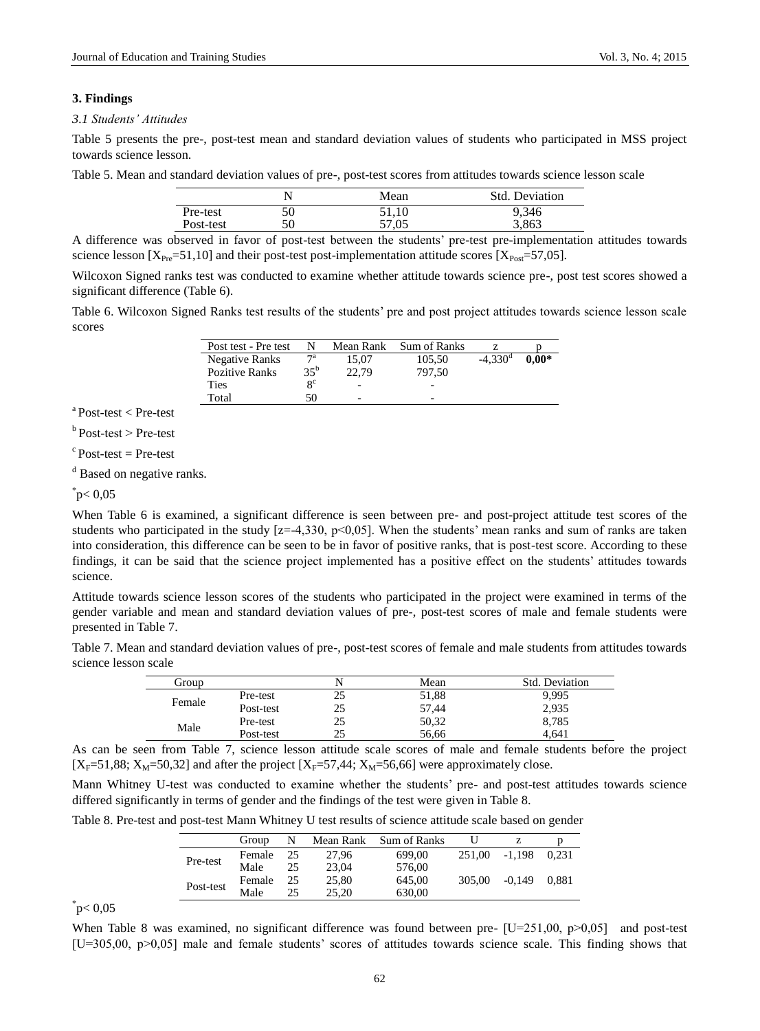### 3. Findings

#### *3.1 Students' Attitudes*

Table 5 presents the pre-, post-test mean and standard deviation values of students who participated in MSS project towards science lesson.

Table 5. Mean and standard deviation values of pre-, post-test scores from attitudes towards science lesson scale

| | N | Mean | Std. Deviation |
|---|---|---|---|
| Pre-test | 50 | 51,10 | 9,346 |
| Post-test | 50 | 57,05 | 3,863 |

A difference was observed in favor of post-test between the students' pre-test pre-implementation attitudes towards science lesson [$X_{Pre}$=51,10] and their post-test post-implementation attitude scores [$X_{Post}$=57,05].

Wilcoxon Signed ranks test was conducted to examine whether attitude towards science pre-, post test scores showed a significant difference (Table 6).

Table 6. Wilcoxon Signed Ranks test results of the students' pre and post project attitudes towards science lesson scale scores

| Post test - Pre test | N | Mean Rank | Sum of Ranks | z | p |
|---|---|---|---|---|---|
| Negative Ranks | 7[a] | 15,07 | 105,50 | -4,330[d] | **0,00*** |
| Pozitive Ranks | 35[b] | 22,79 | 797,50 | | |
| Ties | 8[c] | - | - | | |
| Total | 50 | - | - | | |

[a] Post-test < Pre-test

[b] Post-test > Pre-test

[c] Post-test = Pre-test

[d] Based on negative ranks.

*p< 0,05

When Table 6 is examined, a significant difference is seen between pre- and post-project attitude test scores of the students who participated in the study [z=-4,330, p<0,05]. When the students' mean ranks and sum of ranks are taken into consideration, this difference can be seen to be in favor of positive ranks, that is post-test score. According to these findings, it can be said that the science project implemented has a positive effect on the students' attitudes towards science.

Attitude towards science lesson scores of the students who participated in the project were examined in terms of the gender variable and mean and standard deviation values of pre-, post-test scores of male and female students were presented in Table 7.

Table 7. Mean and standard deviation values of pre-, post-test scores of female and male students from attitudes towards science lesson scale

| Group | | N | Mean | Std. Deviation |
|---|---|---|---|---|
| Female | Pre-test | 25 | 51,88 | 9,995 |
| | Post-test | 25 | 57,44 | 2,935 |
| Male | Pre-test | 25 | 50,32 | 8,785 |
| | Post-test | 25 | 56,66 | 4,641 |

As can be seen from Table 7, science lesson attitude scale scores of male and female students before the project [$X_F$=51,88; $X_M$=50,32] and after the project [$X_F$=57,44; $X_M$=56,66] were approximately close.

Mann Whitney U-test was conducted to examine whether the students' pre- and post-test attitudes towards science differed significantly in terms of gender and the findings of the test were given in Table 8.

Table 8. Pre-test and post-test Mann Whitney U test results of science attitude scale based on gender

| | Group | N | Mean Rank | Sum of Ranks | U | z | p |
|---|---|---|---|---|---|---|---|
| Pre-test | Female | 25 | 27,96 | 699,00 | 251,00 | -1,198 | 0,231 |
| | Male | 25 | 23,04 | 576,00 | | | |
| Post-test | Female | 25 | 25,80 | 645,00 | 305,00 | -0,149 | 0,881 |
| | Male | 25 | 25,20 | 630,00 | | | |

*p< 0,05

When Table 8 was examined, no significant difference was found between pre- [U=251,00, p>0,05] and post-test [U=305,00, p>0,05] male and female students' scores of attitudes towards science scale. This finding shows that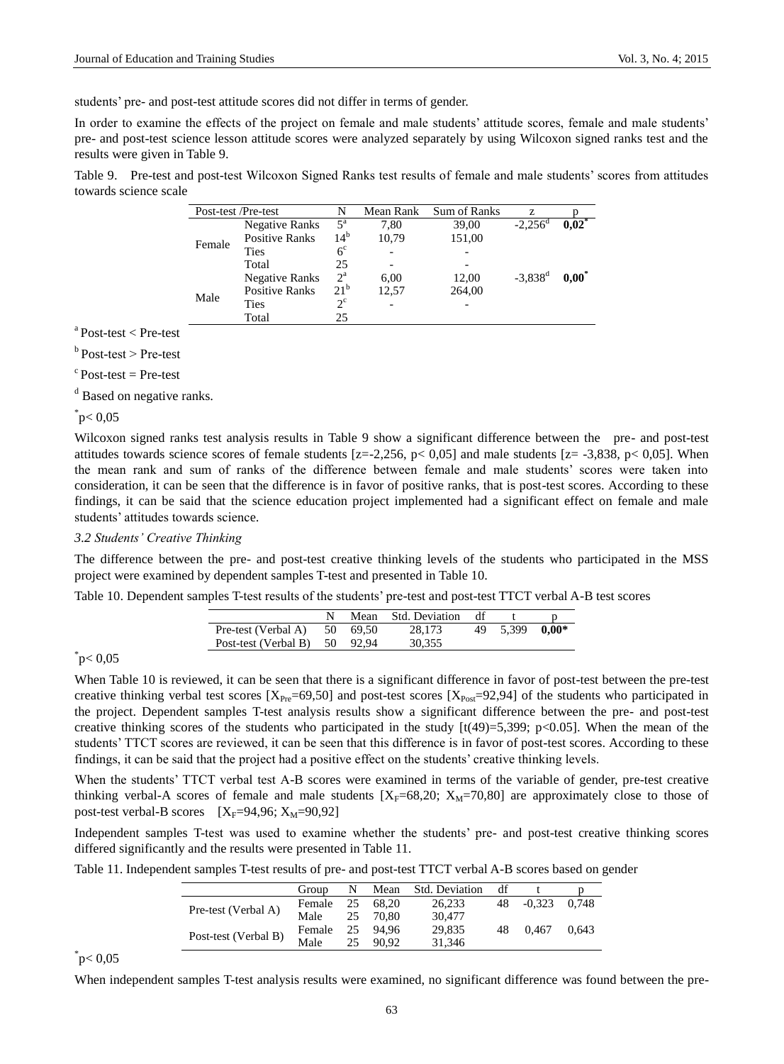students' pre- and post-test attitude scores did not differ in terms of gender.

In order to examine the effects of the project on female and male students' attitude scores, female and male students' pre- and post-test science lesson attitude scores were analyzed separately by using Wilcoxon signed ranks test and the results were given in Table 9.

Table 9. Pre-test and post-test Wilcoxon Signed Ranks test results of female and male students' scores from attitudes towards science scale

| Post-test /Pre-test | | N | Mean Rank | Sum of Ranks | z | p |
|---|---|---|---|---|---|---|
| Female | Negative Ranks | 5[a] | 7,80 | 39,00 | -2,256[d] | **0,02*** |
| | Positive Ranks | 14[b] | 10,79 | 151,00 | | |
| | Ties | 6[c] | - | - | | |
| | Total | 25 | - | - | | |
| Male | Negative Ranks | 2[a] | 6,00 | 12,00 | -3,838[d] | **0,00*** |
| | Positive Ranks | 21[b] | 12,57 | 264,00 | | |
| | Ties | 2[c] | - | - | | |
| | Total | 25 | | | | |

[a] Post-test < Pre-test

[b] Post-test > Pre-test

[c] Post-test = Pre-test

[d] Based on negative ranks.

*p< 0,05

Wilcoxon signed ranks test analysis results in Table 9 show a significant difference between the pre- and post-test attitudes towards science scores of female students [z=-2,256, p< 0,05] and male students [z= -3,838, p< 0,05]. When the mean rank and sum of ranks of the difference between female and male students' scores were taken into consideration, it can be seen that the difference is in favor of positive ranks, that is post-test scores. According to these findings, it can be said that the science education project implemented had a significant effect on female and male students' attitudes towards science.

### *3.2 Students' Creative Thinking*

The difference between the pre- and post-test creative thinking levels of the students who participated in the MSS project were examined by dependent samples T-test and presented in Table 10.

Table 10. Dependent samples T-test results of the students' pre-test and post-test TTCT verbal A-B test scores

| | N | Mean | Std. Deviation | df | t | p |
|---|---|---|---|---|---|---|
| Pre-test (Verbal A) | 50 | 69,50 | 28,173 | 49 | 5,399 | **0,00*** |
| Post-test (Verbal B) | 50 | 92,94 | 30,355 | | | |

*p< 0,05

When Table 10 is reviewed, it can be seen that there is a significant difference in favor of post-test between the pre-test creative thinking verbal test scores [$X_{Pre}$=69,50] and post-test scores [$X_{Post}$=92,94] of the students who participated in the project. Dependent samples T-test analysis results show a significant difference between the pre- and post-test creative thinking scores of the students who participated in the study [t(49)=5,399; p<0.05]. When the mean of the students' TTCT scores are reviewed, it can be seen that this difference is in favor of post-test scores. According to these findings, it can be said that the project had a positive effect on the students' creative thinking levels.

When the students' TTCT verbal test A-B scores were examined in terms of the variable of gender, pre-test creative thinking verbal-A scores of female and male students [$X_F$=68,20; $X_M$=70,80] are approximately close to those of post-test verbal-B scores [$X_F$=94,96; $X_M$=90,92]

Independent samples T-test was used to examine whether the students' pre- and post-test creative thinking scores differed significantly and the results were presented in Table 11.

Table 11. Independent samples T-test results of pre- and post-test TTCT verbal A-B scores based on gender

| | Group | N | Mean | Std. Deviation | df | t | p |
|---|---|---|---|---|---|---|---|
| Pre-test (Verbal A) | Female | 25 | 68,20 | 26,233 | 48 | -0,323 | 0,748 |
| | Male | 25 | 70,80 | 30,477 | | | |
| Post-test (Verbal B) | Female | 25 | 94,96 | 29,835 | 48 | 0,467 | 0,643 |
| | Male | 25 | 90,92 | 31,346 | | | |

*p< 0,05

When independent samples T-test analysis results were examined, no significant difference was found between the pre-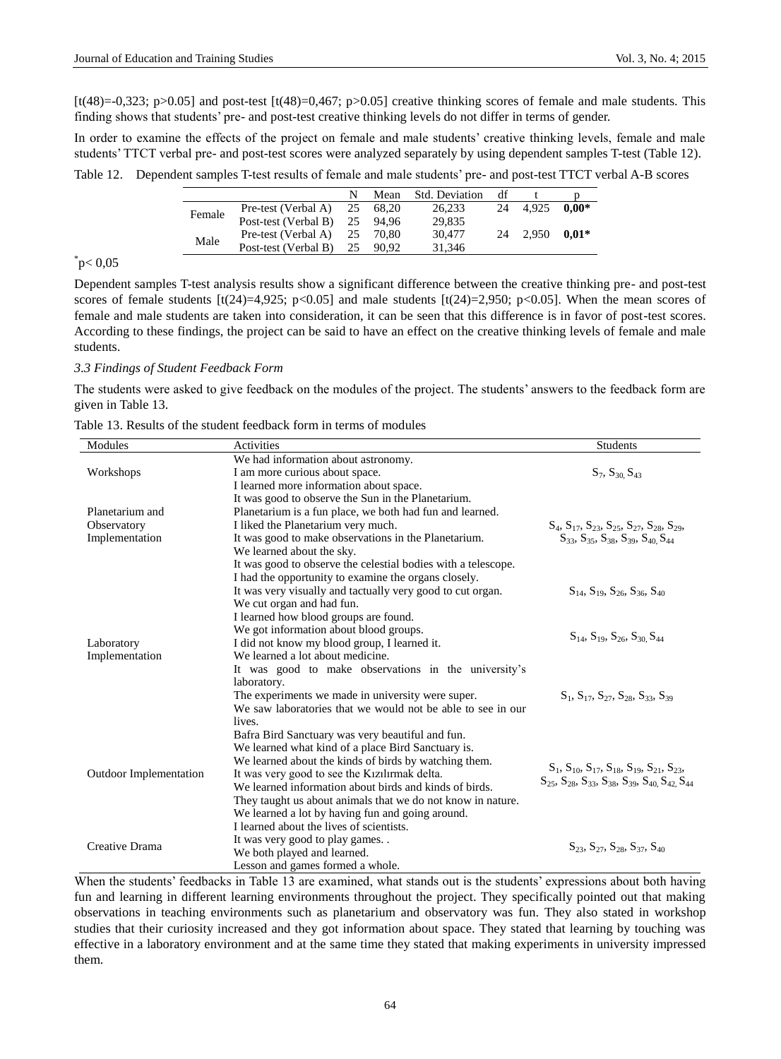[t(48)=-0,323; p>0.05] and post-test [t(48)=0,467; p>0.05] creative thinking scores of female and male students. This finding shows that students' pre- and post-test creative thinking levels do not differ in terms of gender.

In order to examine the effects of the project on female and male students' creative thinking levels, female and male students' TTCT verbal pre- and post-test scores were analyzed separately by using dependent samples T-test (Table 12).

Table 12. Dependent samples T-test results of female and male students' pre- and post-test TTCT verbal A-B scores

| | | N | Mean | Std. Deviation | df | t | p |
|---|---|---|---|---|---|---|---|
| Female | Pre-test (Verbal A) | 25 | 68,20 | 26,233 | 24 | 4,925 | **0,00*** |
| | Post-test (Verbal B) | 25 | 94,96 | 29,835 | | | |
| Male | Pre-test (Verbal A) | 25 | 70,80 | 30,477 | 24 | 2,950 | **0,01*** |
| | Post-test (Verbal B) | 25 | 90,92 | 31,346 | | | |

*p< 0,05

Dependent samples T-test analysis results show a significant difference between the creative thinking pre- and post-test scores of female students [t(24)=4,925; p<0.05] and male students [t(24)=2,950; p<0.05]. When the mean scores of female and male students are taken into consideration, it can be seen that this difference is in favor of post-test scores. According to these findings, the project can be said to have an effect on the creative thinking levels of female and male students.

### *3.3 Findings of Student Feedback Form*

The students were asked to give feedback on the modules of the project. The students' answers to the feedback form are given in Table 13.

Table 13. Results of the student feedback form in terms of modules

| Modules | Activities | Students |
|---|---|---|
| Workshops | We had information about astronomy.<br>I am more curious about space.<br>I learned more information about space. | $S_7$, $S_{30}$, $S_{43}$ |
| Planetarium and Observatory Implementation | It was good to observe the Sun in the Planetarium.<br>Planetarium is a fun place, we both had fun and learned.<br>I liked the Planetarium very much.<br>It was good to make observations in the Planetarium.<br>We learned about the sky.<br>It was good to observe the celestial bodies with a telescope. | $S_4$, $S_{17}$, $S_{23}$, $S_{25}$, $S_{27}$, $S_{28}$, $S_{29}$, $S_{33}$, $S_{35}$, $S_{38}$, $S_{39}$, $S_{40}$, $S_{44}$ |
| Laboratory Implementation | I had the opportunity to examine the organs closely.<br>It was very visually and tactually very good to cut organ.<br>We cut organ and had fun. | $S_{14}$, $S_{19}$, $S_{26}$, $S_{36}$, $S_{40}$ |
| | I learned how blood groups are found.<br>We got information about blood groups.<br>I did not know my blood group, I learned it.<br>We learned a lot about medicine. | $S_{14}$, $S_{19}$, $S_{26}$, $S_{30}$, $S_{44}$ |
| | It was good to make observations in the university's laboratory.<br>The experiments we made in university were super.<br>We saw laboratories that we would not be able to see in our lives. | $S_1$, $S_{17}$, $S_{27}$, $S_{28}$, $S_{33}$, $S_{39}$ |
| Outdoor Implementation | Bafra Bird Sanctuary was very beautiful and fun.<br>We learned what kind of a place Bird Sanctuary is.<br>We learned about the kinds of birds by watching them.<br>It was very good to see the Kızılırmak delta.<br>We learned information about birds and kinds of birds.<br>They taught us about animals that we do not know in nature.<br>We learned a lot by having fun and going around. | $S_1$, $S_{10}$, $S_{17}$, $S_{18}$, $S_{19}$, $S_{21}$, $S_{23}$, $S_{25}$, $S_{28}$, $S_{33}$, $S_{38}$, $S_{39}$, $S_{40}$, $S_{42}$, $S_{44}$ |
| Creative Drama | I learned about the lives of scientists.<br>It was very good to play games. .<br>We both played and learned.<br>Lesson and games formed a whole. | $S_{23}$, $S_{27}$, $S_{28}$, $S_{37}$, $S_{40}$ |

When the students' feedbacks in Table 13 are examined, what stands out is the students' expressions about both having fun and learning in different learning environments throughout the project. They specifically pointed out that making observations in teaching environments such as planetarium and observatory was fun. They also stated in workshop studies that their curiosity increased and they got information about space. They stated that learning by touching was effective in a laboratory environment and at the same time they stated that making experiments in university impressed them.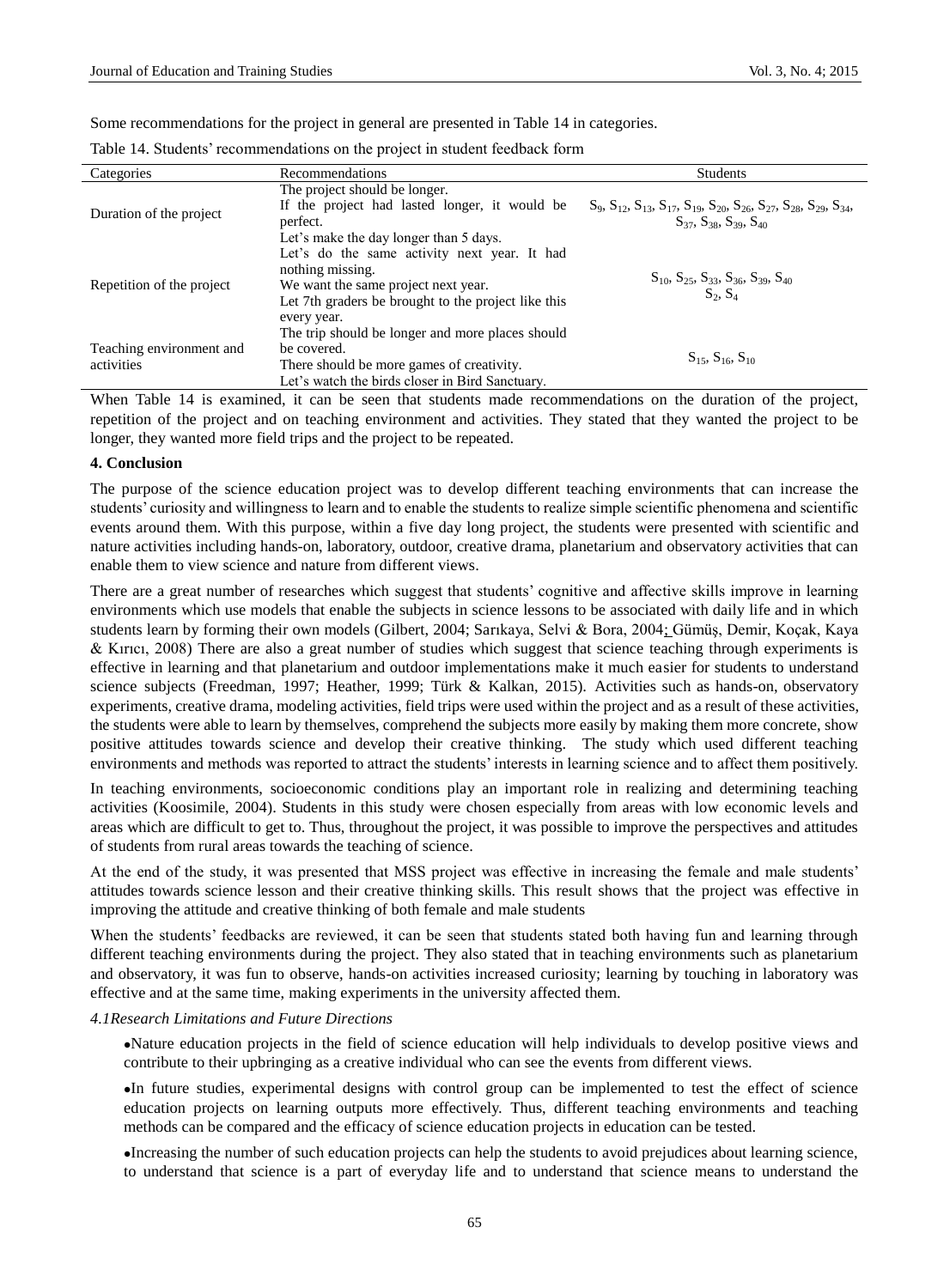Some recommendations for the project in general are presented in Table 14 in categories.

Table 14. Students' recommendations on the project in student feedback form

| Categories | Recommendations | Students |
|---|---|---|
| Duration of the project | The project should be longer.<br>If the project had lasted longer, it would be perfect.<br>Let's make the day longer than 5 days. | $S_9$, $S_{12}$, $S_{13}$, $S_{17}$, $S_{19}$, $S_{20}$, $S_{26}$, $S_{27}$, $S_{28}$, $S_{29}$, $S_{34}$, $S_{37}$, $S_{38}$, $S_{39}$, $S_{40}$ |
| Repetition of the project | Let's do the same activity next year. It had nothing missing.<br>We want the same project next year.<br>Let 7th graders be brought to the project like this every year. | $S_{10}$, $S_{25}$, $S_{33}$, $S_{36}$, $S_{39}$, $S_{40}$<br>$S_2$, $S_4$ |
| Teaching environment and activities | The trip should be longer and more places should be covered.<br>There should be more games of creativity.<br>Let's watch the birds closer in Bird Sanctuary. | $S_{15}$, $S_{16}$, $S_{10}$ |

When Table 14 is examined, it can be seen that students made recommendations on the duration of the project, repetition of the project and on teaching environment and activities. They stated that they wanted the project to be longer, they wanted more field trips and the project to be repeated.

## 4. Conclusion

The purpose of the science education project was to develop different teaching environments that can increase the students' curiosity and willingness to learn and to enable the students to realize simple scientific phenomena and scientific events around them. With this purpose, within a five day long project, the students were presented with scientific and nature activities including hands-on, laboratory, outdoor, creative drama, planetarium and observatory activities that can enable them to view science and nature from different views.

There are a great number of researches which suggest that students' cognitive and affective skills improve in learning environments which use models that enable the subjects in science lessons to be associated with daily life and in which students learn by forming their own models (Gilbert, 2004; Sarıkaya, Selvi & Bora, 2004; Gümüş, Demir, Koçak, Kaya & Kırıcı, 2008) There are also a great number of studies which suggest that science teaching through experiments is effective in learning and that planetarium and outdoor implementations make it much easier for students to understand science subjects (Freedman, 1997; Heather, 1999; Türk & Kalkan, 2015). Activities such as hands-on, observatory experiments, creative drama, modeling activities, field trips were used within the project and as a result of these activities, the students were able to learn by themselves, comprehend the subjects more easily by making them more concrete, show positive attitudes towards science and develop their creative thinking. The study which used different teaching environments and methods was reported to attract the students' interests in learning science and to affect them positively.

In teaching environments, socioeconomic conditions play an important role in realizing and determining teaching activities (Koosimile, 2004). Students in this study were chosen especially from areas with low economic levels and areas which are difficult to get to. Thus, throughout the project, it was possible to improve the perspectives and attitudes of students from rural areas towards the teaching of science.

At the end of the study, it was presented that MSS project was effective in increasing the female and male students' attitudes towards science lesson and their creative thinking skills. This result shows that the project was effective in improving the attitude and creative thinking of both female and male students

When the students' feedbacks are reviewed, it can be seen that students stated both having fun and learning through different teaching environments during the project. They also stated that in teaching environments such as planetarium and observatory, it was fun to observe, hands-on activities increased curiosity; learning by touching in laboratory was effective and at the same time, making experiments in the university affected them.

### *4.1Research Limitations and Future Directions*

- Nature education projects in the field of science education will help individuals to develop positive views and contribute to their upbringing as a creative individual who can see the events from different views.
- In future studies, experimental designs with control group can be implemented to test the effect of science education projects on learning outputs more effectively. Thus, different teaching environments and teaching methods can be compared and the efficacy of science education projects in education can be tested.
- Increasing the number of such education projects can help the students to avoid prejudices about learning science, to understand that science is a part of everyday life and to understand that science means to understand the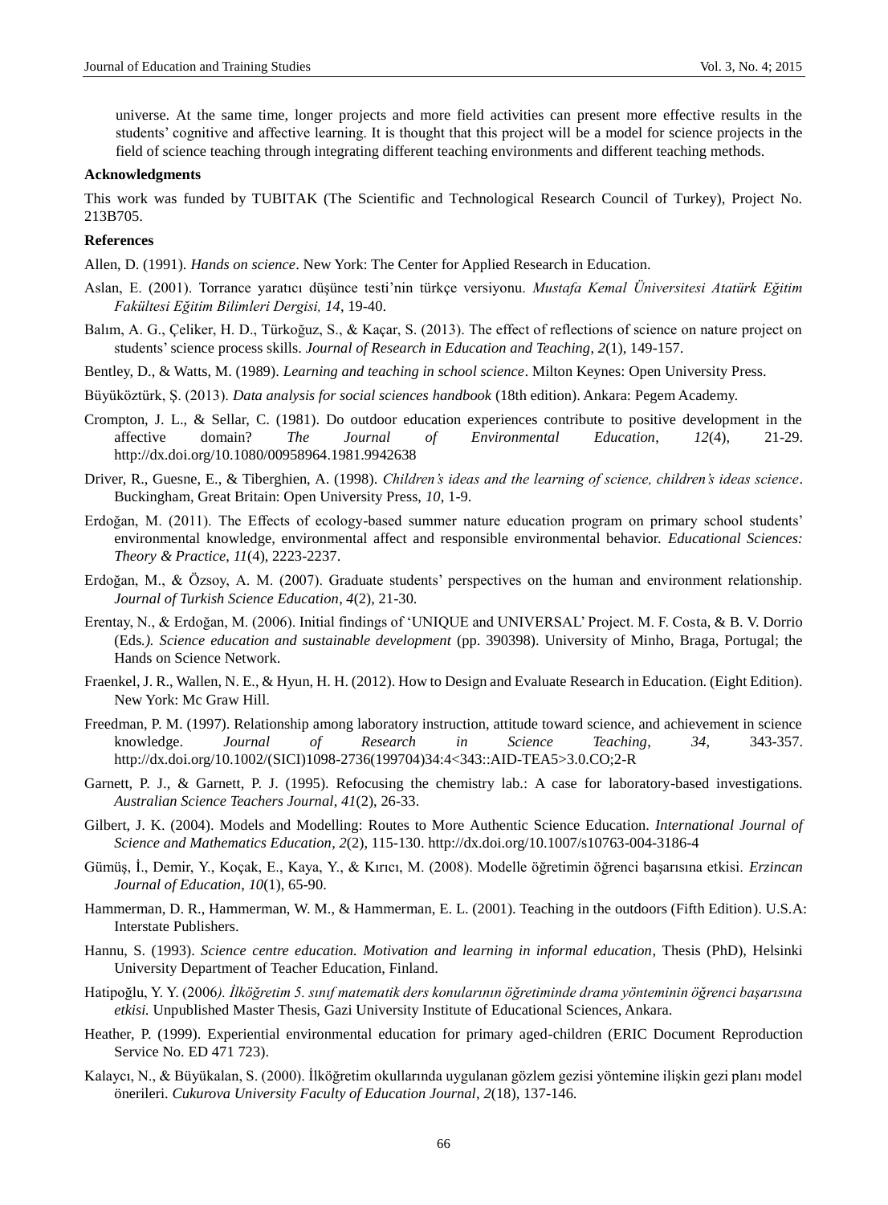universe. At the same time, longer projects and more field activities can present more effective results in the students' cognitive and affective learning. It is thought that this project will be a model for science projects in the field of science teaching through integrating different teaching environments and different teaching methods.

**Acknowledgments**

This work was funded by TUBITAK (The Scientific and Technological Research Council of Turkey), Project No. 213B705.

**References**

Allen, D. (1991). *Hands on science*. New York: The Center for Applied Research in Education.

Aslan, E. (2001). Torrance yaratıcı düşünce testi'nin türkçe versiyonu. *Mustafa Kemal Üniversitesi Atatürk Eğitim Fakültesi Eğitim Bilimleri Dergisi, 14*, 19-40.

Balım, A. G., Çeliker, H. D., Türkoğuz, S., & Kaçar, S. (2013). The effect of reflections of science on nature project on students' science process skills. *Journal of Research in Education and Teaching*, *2*(1), 149-157.

Bentley, D., & Watts, M. (1989). *Learning and teaching in school science*. Milton Keynes: Open University Press.

Büyüköztürk, Ş. (2013). *Data analysis for social sciences handbook* (18th edition). Ankara: Pegem Academy.

Crompton, J. L., & Sellar, C. (1981). Do outdoor education experiences contribute to positive development in the affective domain? *The Journal of Environmental Education*, *12*(4), 21-29. http://dx.doi.org/10.1080/00958964.1981.9942638

Driver, R., Guesne, E., & Tiberghien, A. (1998). *Children's ideas and the learning of science, children's ideas science*. Buckingham, Great Britain: Open University Press, *10*, 1-9.

Erdoğan, M. (2011). The Effects of ecology-based summer nature education program on primary school students' environmental knowledge, environmental affect and responsible environmental behavior. *Educational Sciences: Theory & Practice*, *11*(4), 2223-2237.

Erdoğan, M., & Özsoy, A. M. (2007). Graduate students' perspectives on the human and environment relationship. *Journal of Turkish Science Education*, *4*(2), 21-30.

Erentay, N., & Erdoğan, M. (2006). Initial findings of 'UNIQUE and UNIVERSAL' Project. M. F. Costa, & B. V. Dorrio (Eds*.). Science education and sustainable development* (pp. 390398). University of Minho, Braga, Portugal; the Hands on Science Network.

Fraenkel, J. R., Wallen, N. E., & Hyun, H. H. (2012). How to Design and Evaluate Research in Education. (Eight Edition). New York: Mc Graw Hill.

Freedman, P. M. (1997). Relationship among laboratory instruction, attitude toward science, and achievement in science knowledge. *Journal of Research in Science Teaching*, *34*, 343-357. http://dx.doi.org/10.1002/(SICI)1098-2736(199704)34:4<343::AID-TEA5>3.0.CO;2-R

Garnett, P. J., & Garnett, P. J. (1995). Refocusing the chemistry lab.: A case for laboratory-based investigations. *Australian Science Teachers Journal*, *41*(2), 26-33.

Gilbert, J. K. (2004). Models and Modelling: Routes to More Authentic Science Education. *International Journal of Science and Mathematics Education*, *2*(2), 115-130. http://dx.doi.org/10.1007/s10763-004-3186-4

Gümüş, İ., Demir, Y., Koçak, E., Kaya, Y., & Kırıcı, M. (2008). Modelle öğretimin öğrenci başarısına etkisi. *Erzincan Journal of Education*, *10*(1), 65-90.

Hammerman, D. R., Hammerman, W. M., & Hammerman, E. L. (2001). Teaching in the outdoors (Fifth Edition). U.S.A: Interstate Publishers.

Hannu, S. (1993). *Science centre education. Motivation and learning in informal education*, Thesis (PhD), Helsinki University Department of Teacher Education, Finland.

Hatipoğlu, Y. Y. (2006*). İlköğretim 5. sınıf matematik ders konularının öğretiminde drama yönteminin öğrenci başarısına etkisi.* Unpublished Master Thesis, Gazi University Institute of Educational Sciences, Ankara.

Heather, P. (1999). Experiential environmental education for primary aged-children (ERIC Document Reproduction Service No. ED 471 723).

Kalaycı, N., & Büyükalan, S. (2000). İlköğretim okullarında uygulanan gözlem gezisi yöntemine ilişkin gezi planı model önerileri. *Cukurova University Faculty of Education Journal*, *2*(18), 137-146.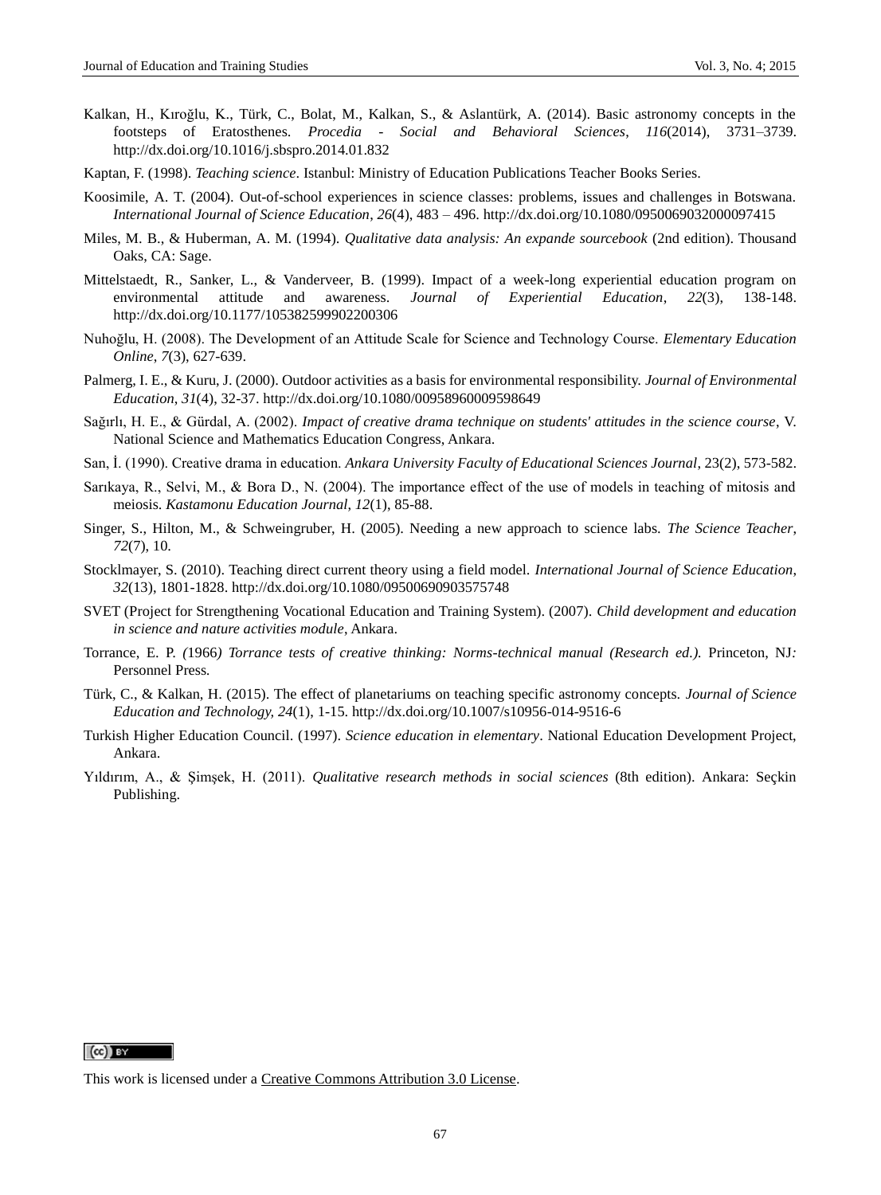Kalkan, H., Kıroğlu, K., Türk, C., Bolat, M., Kalkan, S., & Aslantürk, A. (2014). Basic astronomy concepts in the footsteps of Eratosthenes. *Procedia - Social and Behavioral Sciences*, *116*(2014), 3731–3739. http://dx.doi.org/10.1016/j.sbspro.2014.01.832

Kaptan, F. (1998). *Teaching science*. Istanbul: Ministry of Education Publications Teacher Books Series.

Koosimile, A. T. (2004). Out-of-school experiences in science classes: problems, issues and challenges in Botswana. *International Journal of Science Education*, *26*(4), 483 – 496. http://dx.doi.org/10.1080/0950069032000097415

Miles, M. B., & Huberman, A. M. (1994). *Qualitative data analysis: An expande sourcebook* (2nd edition). Thousand Oaks, CA: Sage.

Mittelstaedt, R., Sanker, L., & Vanderveer, B. (1999). Impact of a week-long experiential education program on environmental attitude and awareness. *Journal of Experiential Education*, *22*(3), 138-148. http://dx.doi.org/10.1177/105382599902200306

Nuhoğlu, H. (2008). The Development of an Attitude Scale for Science and Technology Course. *Elementary Education Online*, *7*(3), 627-639.

Palmerg, I. E., & Kuru, J. (2000). Outdoor activities as a basis for environmental responsibility. *Journal of Environmental Education*, *31*(4), 32-37. http://dx.doi.org/10.1080/00958960009598649

Sağırlı, H. E., & Gürdal, A. (2002). *Impact of creative drama technique on students' attitudes in the science course*, V. National Science and Mathematics Education Congress, Ankara.

San, İ. (1990). Creative drama in education. *Ankara University Faculty of Educational Sciences Journal*, 23(2), 573-582.

Sarıkaya, R., Selvi, M., & Bora D., N. (2004). The importance effect of the use of models in teaching of mitosis and meiosis. *Kastamonu Education Journal*, *12*(1), 85-88.

Singer, S., Hilton, M., & Schweingruber, H. (2005). Needing a new approach to science labs. *The Science Teacher*, *72*(7), 10.

Stocklmayer, S. (2010). Teaching direct current theory using a field model. *International Journal of Science Education*, *32*(13), 1801-1828. http://dx.doi.org/10.1080/09500690903575748

SVET (Project for Strengthening Vocational Education and Training System). (2007). *Child development and education in science and nature activities module*, Ankara.

Torrance, E. P. (1966) *Torrance tests of creative thinking: Norms-technical manual (Research ed.).* Princeton, NJ: Personnel Press.

Türk, C., & Kalkan, H. (2015). The effect of planetariums on teaching specific astronomy concepts. *Journal of Science Education and Technology, 24*(1), 1-15. http://dx.doi.org/10.1007/s10956-014-9516-6

Turkish Higher Education Council. (1997). *Science education in elementary*. National Education Development Project, Ankara.

Yıldırım, A., & Şimşek, H. (2011). *Qualitative research methods in social sciences* (8th edition). Ankara: Seçkin Publishing.

This work is licensed under a Creative Commons Attribution 3.0 License.